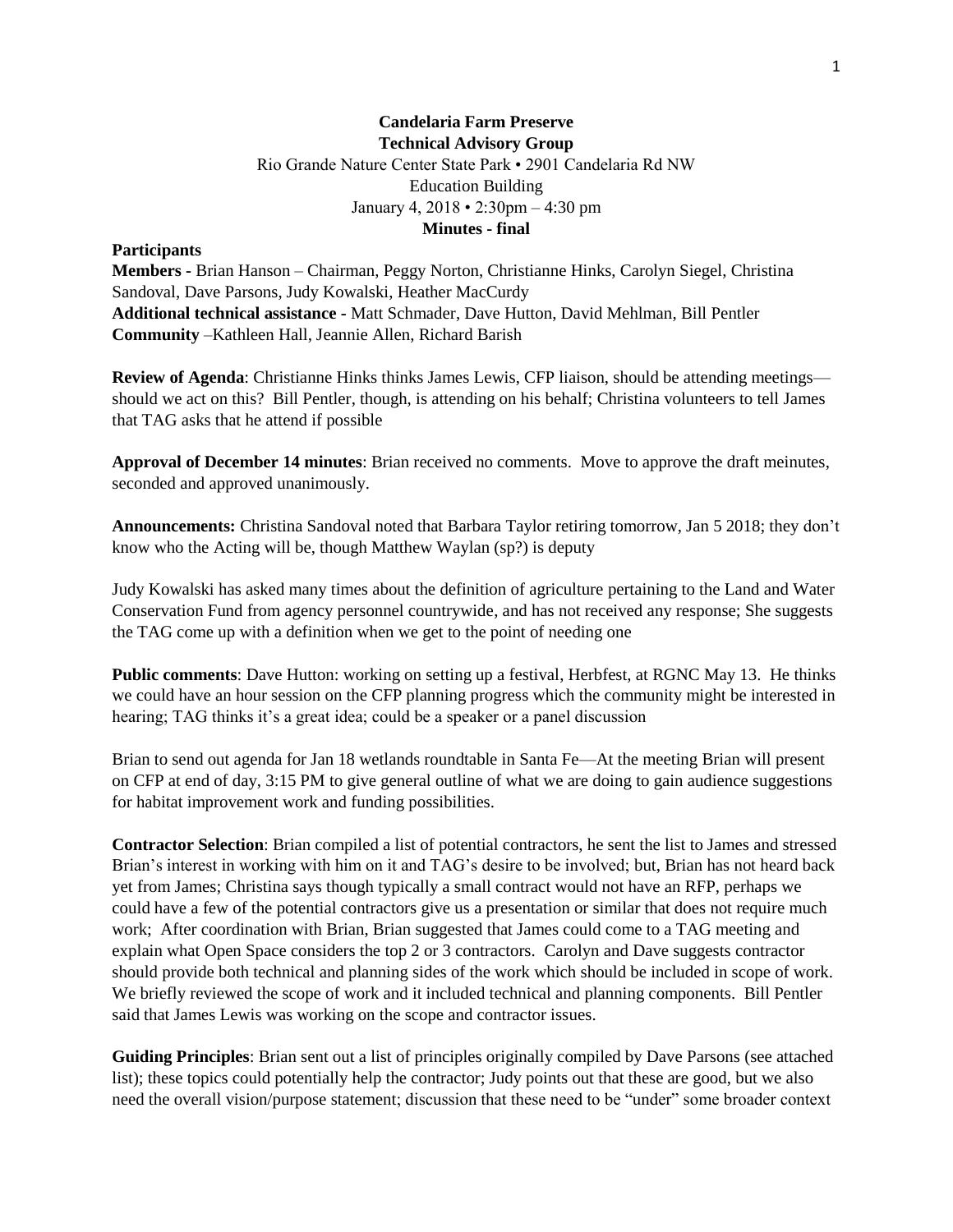**Candelaria Farm Preserve**
**Technical Advisory Group**

Rio Grande Nature Center State Park • 2901 Candelaria Rd NW
Education Building
January 4, 2018 • 2:30pm – 4:30 pm

**Minutes - final**

**Participants**

**Members -** Brian Hanson – Chairman, Peggy Norton, Christianne Hinks, Carolyn Siegel, Christina Sandoval, Dave Parsons, Judy Kowalski, Heather MacCurdy
**Additional technical assistance -** Matt Schmader, Dave Hutton, David Mehlman, Bill Pentler
**Community** –Kathleen Hall, Jeannie Allen, Richard Barish

**Review of Agenda**: Christianne Hinks thinks James Lewis, CFP liaison, should be attending meetings—should we act on this? Bill Pentler, though, is attending on his behalf; Christina volunteers to tell James that TAG asks that he attend if possible

**Approval of December 14 minutes**: Brian received no comments. Move to approve the draft meinutes, seconded and approved unanimously.

**Announcements:** Christina Sandoval noted that Barbara Taylor retiring tomorrow, Jan 5 2018; they don't know who the Acting will be, though Matthew Waylan (sp?) is deputy

Judy Kowalski has asked many times about the definition of agriculture pertaining to the Land and Water Conservation Fund from agency personnel countrywide, and has not received any response; She suggests the TAG come up with a definition when we get to the point of needing one

**Public comments**: Dave Hutton: working on setting up a festival, Herbfest, at RGNC May 13. He thinks we could have an hour session on the CFP planning progress which the community might be interested in hearing; TAG thinks it's a great idea; could be a speaker or a panel discussion

Brian to send out agenda for Jan 18 wetlands roundtable in Santa Fe—At the meeting Brian will present on CFP at end of day, 3:15 PM to give general outline of what we are doing to gain audience suggestions for habitat improvement work and funding possibilities.

**Contractor Selection**: Brian compiled a list of potential contractors, he sent the list to James and stressed Brian's interest in working with him on it and TAG's desire to be involved; but, Brian has not heard back yet from James; Christina says though typically a small contract would not have an RFP, perhaps we could have a few of the potential contractors give us a presentation or similar that does not require much work; After coordination with Brian, Brian suggested that James could come to a TAG meeting and explain what Open Space considers the top 2 or 3 contractors. Carolyn and Dave suggests contractor should provide both technical and planning sides of the work which should be included in scope of work. We briefly reviewed the scope of work and it included technical and planning components. Bill Pentler said that James Lewis was working on the scope and contractor issues.

**Guiding Principles**: Brian sent out a list of principles originally compiled by Dave Parsons (see attached list); these topics could potentially help the contractor; Judy points out that these are good, but we also need the overall vision/purpose statement; discussion that these need to be "under" some broader context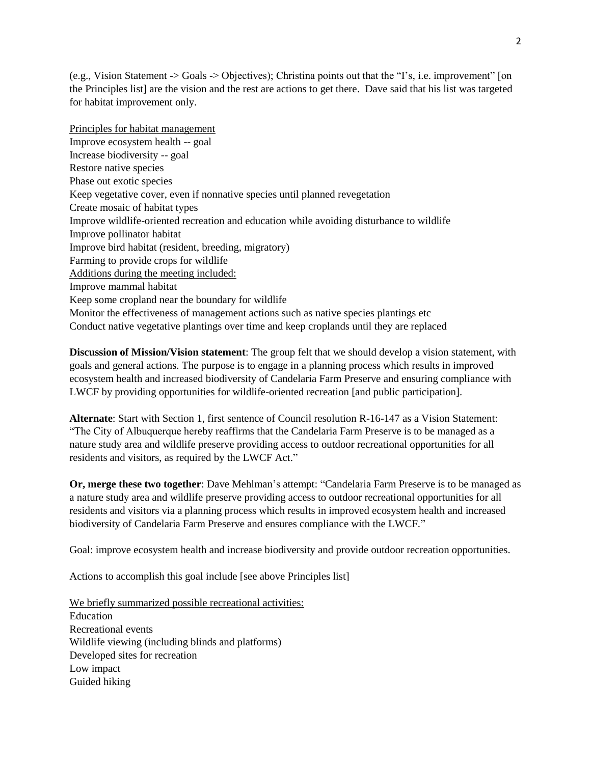(e.g., Vision Statement -> Goals -> Objectives); Christina points out that the "I's, i.e. improvement" [on the Principles list] are the vision and the rest are actions to get there. Dave said that his list was targeted for habitat improvement only.

<u>Principles for habitat management</u>
Improve ecosystem health -- goal
Increase biodiversity -- goal
Restore native species
Phase out exotic species
Keep vegetative cover, even if nonnative species until planned revegetation
Create mosaic of habitat types
Improve wildlife-oriented recreation and education while avoiding disturbance to wildlife
Improve pollinator habitat
Improve bird habitat (resident, breeding, migratory)
Farming to provide crops for wildlife
<u>Additions during the meeting included:</u>
Improve mammal habitat
Keep some cropland near the boundary for wildlife
Monitor the effectiveness of management actions such as native species plantings etc
Conduct native vegetative plantings over time and keep croplands until they are replaced

**Discussion of Mission/Vision statement**: The group felt that we should develop a vision statement, with goals and general actions. The purpose is to engage in a planning process which results in improved ecosystem health and increased biodiversity of Candelaria Farm Preserve and ensuring compliance with LWCF by providing opportunities for wildlife-oriented recreation [and public participation].

**Alternate**: Start with Section 1, first sentence of Council resolution R-16-147 as a Vision Statement: "The City of Albuquerque hereby reaffirms that the Candelaria Farm Preserve is to be managed as a nature study area and wildlife preserve providing access to outdoor recreational opportunities for all residents and visitors, as required by the LWCF Act."

**Or, merge these two together**: Dave Mehlman's attempt: "Candelaria Farm Preserve is to be managed as a nature study area and wildlife preserve providing access to outdoor recreational opportunities for all residents and visitors via a planning process which results in improved ecosystem health and increased biodiversity of Candelaria Farm Preserve and ensures compliance with the LWCF."

Goal: improve ecosystem health and increase biodiversity and provide outdoor recreation opportunities.

Actions to accomplish this goal include [see above Principles list]

<u>We briefly summarized possible recreational activities:</u>
Education
Recreational events
Wildlife viewing (including blinds and platforms)
Developed sites for recreation
Low impact
Guided hiking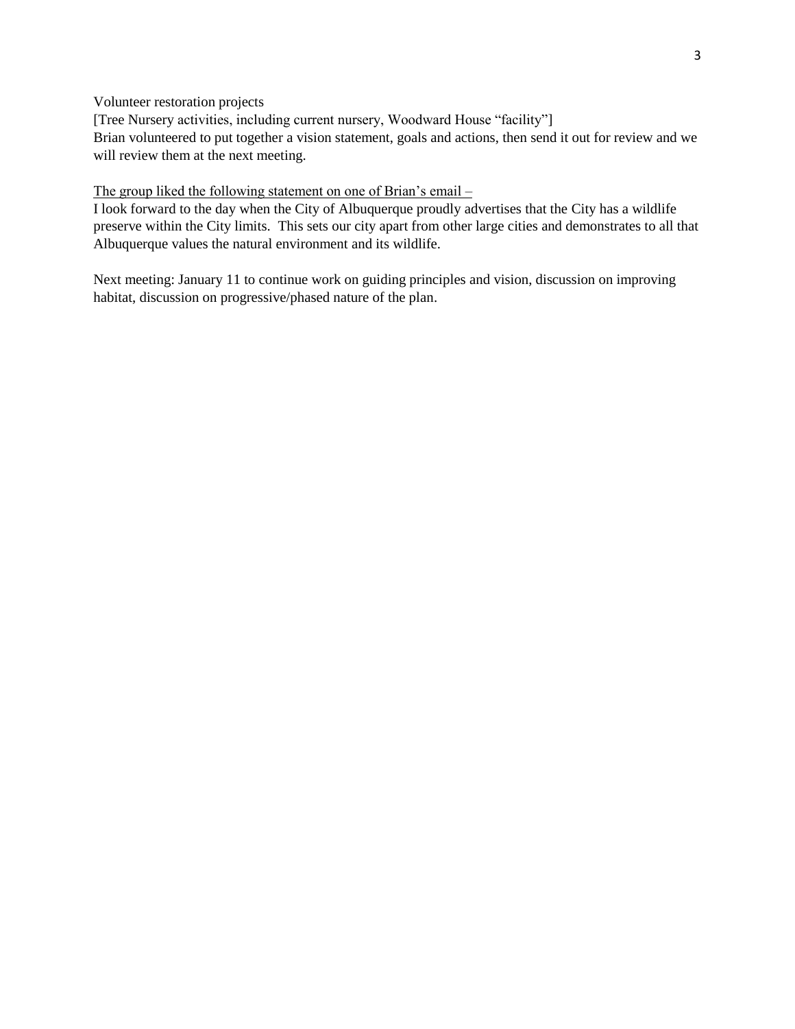Volunteer restoration projects

[Tree Nursery activities, including current nursery, Woodward House "facility"]

Brian volunteered to put together a vision statement, goals and actions, then send it out for review and we will review them at the next meeting.

<u>The group liked the following statement on one of Brian's email –</u>

I look forward to the day when the City of Albuquerque proudly advertises that the City has a wildlife preserve within the City limits. This sets our city apart from other large cities and demonstrates to all that Albuquerque values the natural environment and its wildlife.

Next meeting: January 11 to continue work on guiding principles and vision, discussion on improving habitat, discussion on progressive/phased nature of the plan.